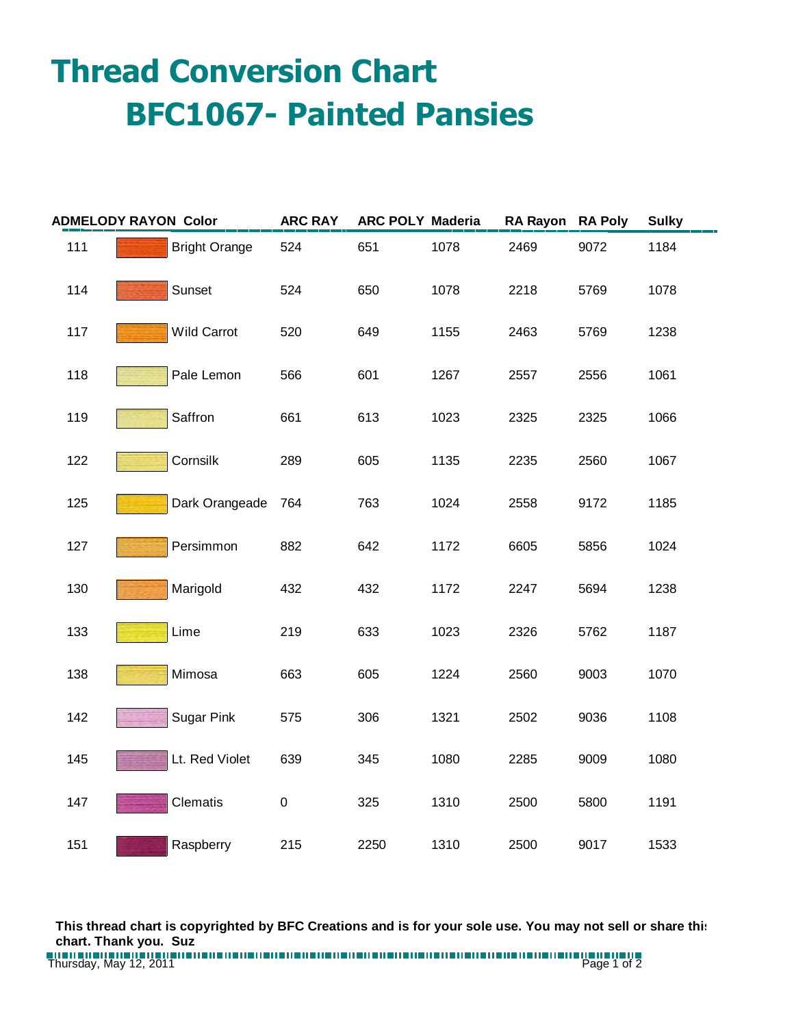# Thread Conversion Chart

## BFC1067- Painted Pansies

| ADMELODY RAYON | Color | ARC RAY | ARC POLY | Maderia | RA Rayon | RA Poly | Sulky |
|---|---|---|---|---|---|---|---|
| 111 | Bright Orange | 524 | 651 | 1078 | 2469 | 9072 | 1184 |
| 114 | Sunset | 524 | 650 | 1078 | 2218 | 5769 | 1078 |
| 117 | Wild Carrot | 520 | 649 | 1155 | 2463 | 5769 | 1238 |
| 118 | Pale Lemon | 566 | 601 | 1267 | 2557 | 2556 | 1061 |
| 119 | Saffron | 661 | 613 | 1023 | 2325 | 2325 | 1066 |
| 122 | Cornsilk | 289 | 605 | 1135 | 2235 | 2560 | 1067 |
| 125 | Dark Orangeade | 764 | 763 | 1024 | 2558 | 9172 | 1185 |
| 127 | Persimmon | 882 | 642 | 1172 | 6605 | 5856 | 1024 |
| 130 | Marigold | 432 | 432 | 1172 | 2247 | 5694 | 1238 |
| 133 | Lime | 219 | 633 | 1023 | 2326 | 5762 | 1187 |
| 138 | Mimosa | 663 | 605 | 1224 | 2560 | 9003 | 1070 |
| 142 | Sugar Pink | 575 | 306 | 1321 | 2502 | 9036 | 1108 |
| 145 | Lt. Red Violet | 639 | 345 | 1080 | 2285 | 9009 | 1080 |
| 147 | Clematis | 0 | 325 | 1310 | 2500 | 5800 | 1191 |
| 151 | Raspberry | 215 | 2250 | 1310 | 2500 | 9017 | 1533 |

**This thread chart is copyrighted by BFC Creations and is for your sole use. You may not sell or share this chart. Thank you. Suz**

Thursday, May 12, 2011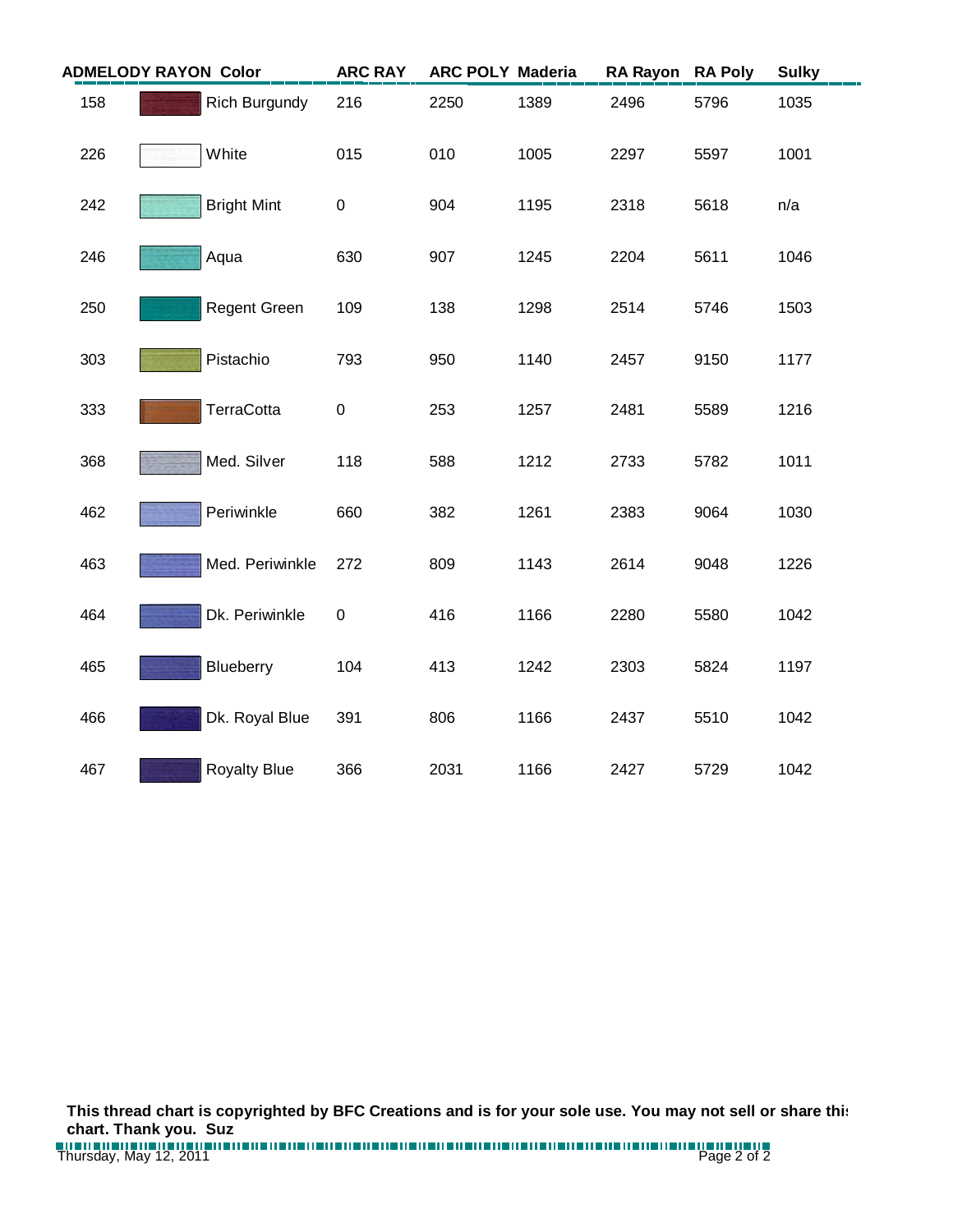| ADMELODY RAYON | Color | ARC RAY | ARC POLY | Maderia | RA Rayon | RA Poly | Sulky |
|---|---|---|---|---|---|---|---|
| 158 | Rich Burgundy | 216 | 2250 | 1389 | 2496 | 5796 | 1035 |
| 226 | White | 015 | 010 | 1005 | 2297 | 5597 | 1001 |
| 242 | Bright Mint | 0 | 904 | 1195 | 2318 | 5618 | n/a |
| 246 | Aqua | 630 | 907 | 1245 | 2204 | 5611 | 1046 |
| 250 | Regent Green | 109 | 138 | 1298 | 2514 | 5746 | 1503 |
| 303 | Pistachio | 793 | 950 | 1140 | 2457 | 9150 | 1177 |
| 333 | TerraCotta | 0 | 253 | 1257 | 2481 | 5589 | 1216 |
| 368 | Med. Silver | 118 | 588 | 1212 | 2733 | 5782 | 1011 |
| 462 | Periwinkle | 660 | 382 | 1261 | 2383 | 9064 | 1030 |
| 463 | Med. Periwinkle | 272 | 809 | 1143 | 2614 | 9048 | 1226 |
| 464 | Dk. Periwinkle | 0 | 416 | 1166 | 2280 | 5580 | 1042 |
| 465 | Blueberry | 104 | 413 | 1242 | 2303 | 5824 | 1197 |
| 466 | Dk. Royal Blue | 391 | 806 | 1166 | 2437 | 5510 | 1042 |
| 467 | Royalty Blue | 366 | 2031 | 1166 | 2427 | 5729 | 1042 |

**This thread chart is copyrighted by BFC Creations and is for your sole use. You may not sell or share this chart. Thank you. Suz**

Thursday, May 12, 2011